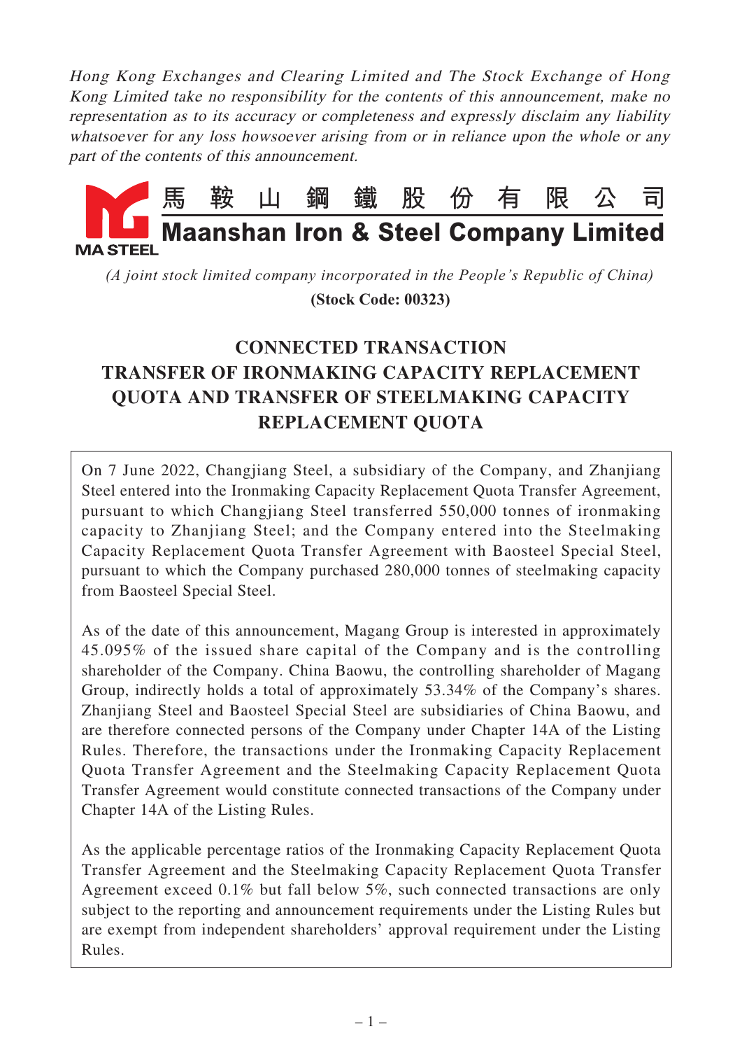*Hong Kong Exchanges and Clearing Limited and The Stock Exchange of Hong Kong Limited take no responsibility for the contents of this announcement, make no representation as to its accuracy or completeness and expressly disclaim any liability whatsoever for any loss howsoever arising from or in reliance upon the whole or any part of the contents of this announcement.*

**馬鞍山鋼鐵股份有限公司**

**Maanshan Iron & Steel Company Limited**

MA STEEL

*(A joint stock limited company incorporated in the People's Republic of China)*

**(Stock Code: 00323)**

# CONNECTED TRANSACTION TRANSFER OF IRONMAKING CAPACITY REPLACEMENT QUOTA AND TRANSFER OF STEELMAKING CAPACITY REPLACEMENT QUOTA

On 7 June 2022, Changjiang Steel, a subsidiary of the Company, and Zhanjiang Steel entered into the Ironmaking Capacity Replacement Quota Transfer Agreement, pursuant to which Changjiang Steel transferred 550,000 tonnes of ironmaking capacity to Zhanjiang Steel; and the Company entered into the Steelmaking Capacity Replacement Quota Transfer Agreement with Baosteel Special Steel, pursuant to which the Company purchased 280,000 tonnes of steelmaking capacity from Baosteel Special Steel.

As of the date of this announcement, Magang Group is interested in approximately 45.095% of the issued share capital of the Company and is the controlling shareholder of the Company. China Baowu, the controlling shareholder of Magang Group, indirectly holds a total of approximately 53.34% of the Company's shares. Zhanjiang Steel and Baosteel Special Steel are subsidiaries of China Baowu, and are therefore connected persons of the Company under Chapter 14A of the Listing Rules. Therefore, the transactions under the Ironmaking Capacity Replacement Quota Transfer Agreement and the Steelmaking Capacity Replacement Quota Transfer Agreement would constitute connected transactions of the Company under Chapter 14A of the Listing Rules.

As the applicable percentage ratios of the Ironmaking Capacity Replacement Quota Transfer Agreement and the Steelmaking Capacity Replacement Quota Transfer Agreement exceed 0.1% but fall below 5%, such connected transactions are only subject to the reporting and announcement requirements under the Listing Rules but are exempt from independent shareholders' approval requirement under the Listing Rules.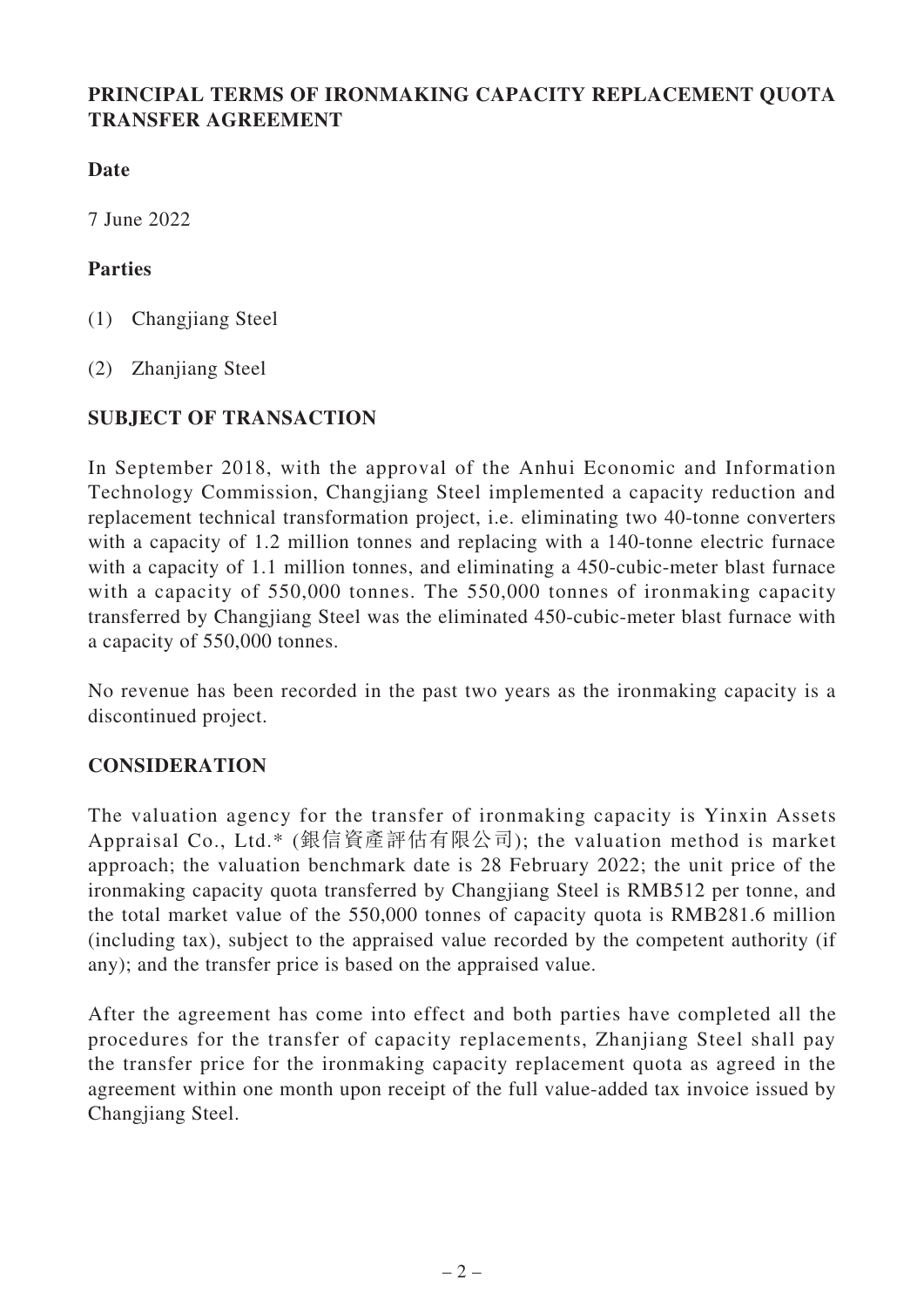## PRINCIPAL TERMS OF IRONMAKING CAPACITY REPLACEMENT QUOTA TRANSFER AGREEMENT

### Date

7 June 2022

### Parties

(1) Changjiang Steel

(2) Zhanjiang Steel

## SUBJECT OF TRANSACTION

In September 2018, with the approval of the Anhui Economic and Information Technology Commission, Changjiang Steel implemented a capacity reduction and replacement technical transformation project, i.e. eliminating two 40-tonne converters with a capacity of 1.2 million tonnes and replacing with a 140-tonne electric furnace with a capacity of 1.1 million tonnes, and eliminating a 450-cubic-meter blast furnace with a capacity of 550,000 tonnes. The 550,000 tonnes of ironmaking capacity transferred by Changjiang Steel was the eliminated 450-cubic-meter blast furnace with a capacity of 550,000 tonnes.

No revenue has been recorded in the past two years as the ironmaking capacity is a discontinued project.

## CONSIDERATION

The valuation agency for the transfer of ironmaking capacity is Yinxin Assets Appraisal Co., Ltd.* (銀信資產評估有限公司); the valuation method is market approach; the valuation benchmark date is 28 February 2022; the unit price of the ironmaking capacity quota transferred by Changjiang Steel is RMB512 per tonne, and the total market value of the 550,000 tonnes of capacity quota is RMB281.6 million (including tax), subject to the appraised value recorded by the competent authority (if any); and the transfer price is based on the appraised value.

After the agreement has come into effect and both parties have completed all the procedures for the transfer of capacity replacements, Zhanjiang Steel shall pay the transfer price for the ironmaking capacity replacement quota as agreed in the agreement within one month upon receipt of the full value-added tax invoice issued by Changjiang Steel.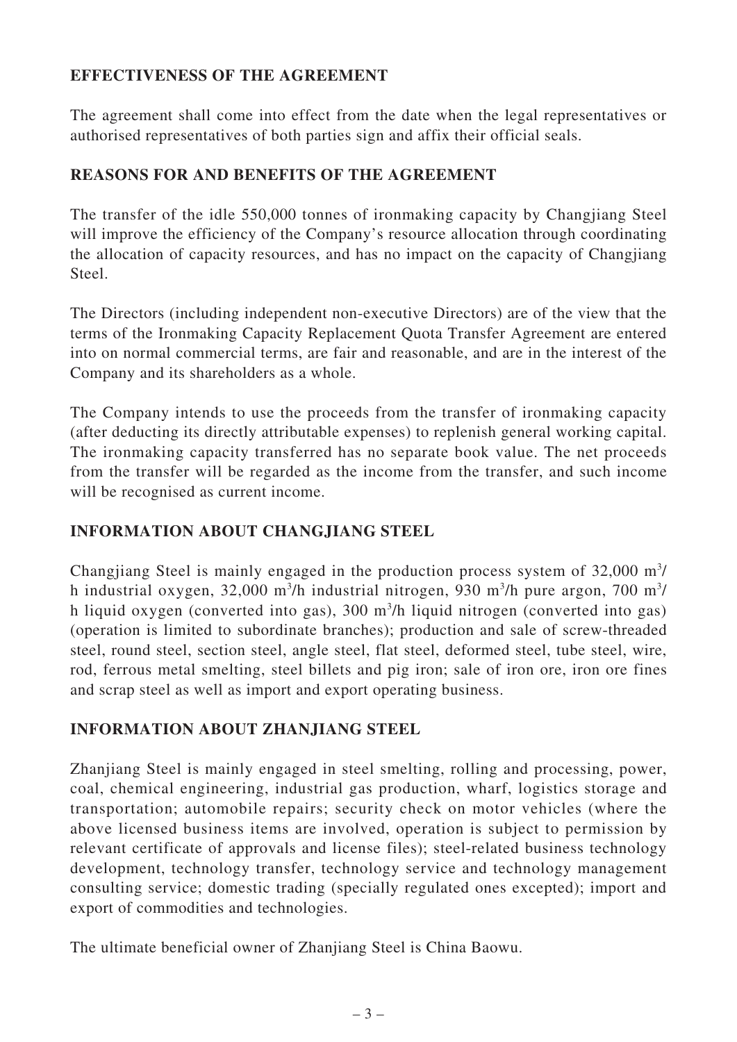## EFFECTIVENESS OF THE AGREEMENT

The agreement shall come into effect from the date when the legal representatives or authorised representatives of both parties sign and affix their official seals.

## REASONS FOR AND BENEFITS OF THE AGREEMENT

The transfer of the idle 550,000 tonnes of ironmaking capacity by Changjiang Steel will improve the efficiency of the Company's resource allocation through coordinating the allocation of capacity resources, and has no impact on the capacity of Changjiang Steel.

The Directors (including independent non-executive Directors) are of the view that the terms of the Ironmaking Capacity Replacement Quota Transfer Agreement are entered into on normal commercial terms, are fair and reasonable, and are in the interest of the Company and its shareholders as a whole.

The Company intends to use the proceeds from the transfer of ironmaking capacity (after deducting its directly attributable expenses) to replenish general working capital. The ironmaking capacity transferred has no separate book value. The net proceeds from the transfer will be regarded as the income from the transfer, and such income will be recognised as current income.

## INFORMATION ABOUT CHANGJIANG STEEL

Changjiang Steel is mainly engaged in the production process system of 32,000 $m^3$/h industrial oxygen, 32,000 $m^3$/h industrial nitrogen, 930 $m^3$/h pure argon, 700 $m^3$/h liquid oxygen (converted into gas), 300 $m^3$/h liquid nitrogen (converted into gas) (operation is limited to subordinate branches); production and sale of screw-threaded steel, round steel, section steel, angle steel, flat steel, deformed steel, tube steel, wire, rod, ferrous metal smelting, steel billets and pig iron; sale of iron ore, iron ore fines and scrap steel as well as import and export operating business.

## INFORMATION ABOUT ZHANJIANG STEEL

Zhanjiang Steel is mainly engaged in steel smelting, rolling and processing, power, coal, chemical engineering, industrial gas production, wharf, logistics storage and transportation; automobile repairs; security check on motor vehicles (where the above licensed business items are involved, operation is subject to permission by relevant certificate of approvals and license files); steel-related business technology development, technology transfer, technology service and technology management consulting service; domestic trading (specially regulated ones excepted); import and export of commodities and technologies.

The ultimate beneficial owner of Zhanjiang Steel is China Baowu.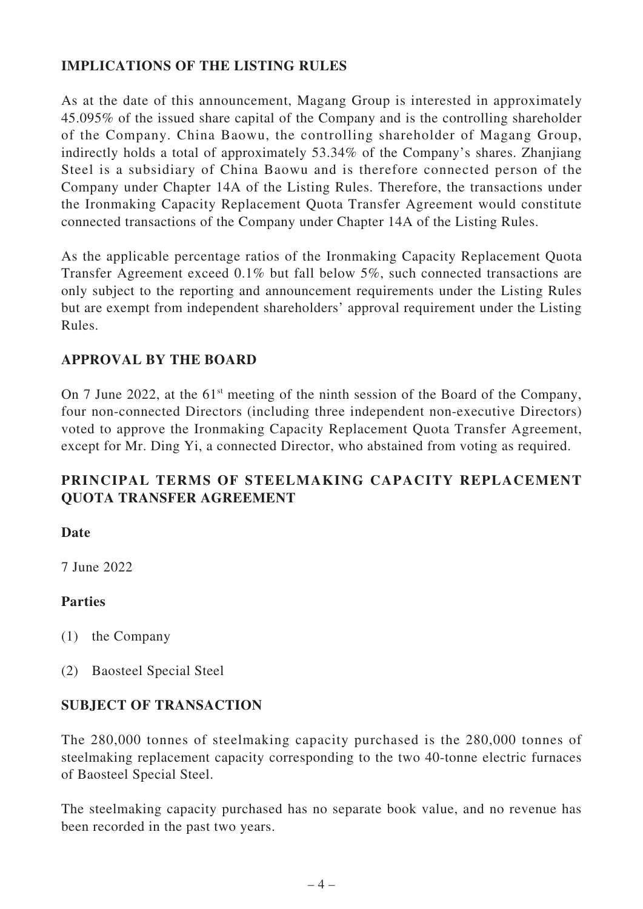## IMPLICATIONS OF THE LISTING RULES

As at the date of this announcement, Magang Group is interested in approximately 45.095% of the issued share capital of the Company and is the controlling shareholder of the Company. China Baowu, the controlling shareholder of Magang Group, indirectly holds a total of approximately 53.34% of the Company's shares. Zhanjiang Steel is a subsidiary of China Baowu and is therefore connected person of the Company under Chapter 14A of the Listing Rules. Therefore, the transactions under the Ironmaking Capacity Replacement Quota Transfer Agreement would constitute connected transactions of the Company under Chapter 14A of the Listing Rules.

As the applicable percentage ratios of the Ironmaking Capacity Replacement Quota Transfer Agreement exceed 0.1% but fall below 5%, such connected transactions are only subject to the reporting and announcement requirements under the Listing Rules but are exempt from independent shareholders' approval requirement under the Listing Rules.

## APPROVAL BY THE BOARD

On 7 June 2022, at the 61st meeting of the ninth session of the Board of the Company, four non-connected Directors (including three independent non-executive Directors) voted to approve the Ironmaking Capacity Replacement Quota Transfer Agreement, except for Mr. Ding Yi, a connected Director, who abstained from voting as required.

## PRINCIPAL TERMS OF STEELMAKING CAPACITY REPLACEMENT QUOTA TRANSFER AGREEMENT

**Date**

7 June 2022

**Parties**

(1) the Company

(2) Baosteel Special Steel

## SUBJECT OF TRANSACTION

The 280,000 tonnes of steelmaking capacity purchased is the 280,000 tonnes of steelmaking replacement capacity corresponding to the two 40-tonne electric furnaces of Baosteel Special Steel.

The steelmaking capacity purchased has no separate book value, and no revenue has been recorded in the past two years.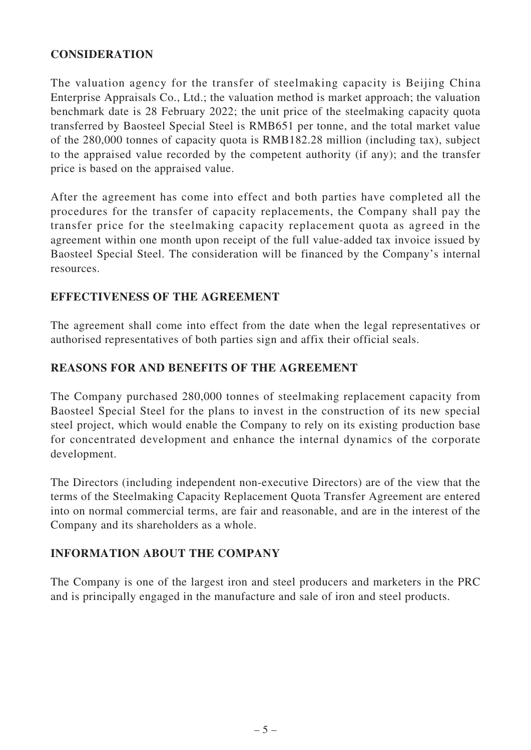## CONSIDERATION

The valuation agency for the transfer of steelmaking capacity is Beijing China Enterprise Appraisals Co., Ltd.; the valuation method is market approach; the valuation benchmark date is 28 February 2022; the unit price of the steelmaking capacity quota transferred by Baosteel Special Steel is RMB651 per tonne, and the total market value of the 280,000 tonnes of capacity quota is RMB182.28 million (including tax), subject to the appraised value recorded by the competent authority (if any); and the transfer price is based on the appraised value.

After the agreement has come into effect and both parties have completed all the procedures for the transfer of capacity replacements, the Company shall pay the transfer price for the steelmaking capacity replacement quota as agreed in the agreement within one month upon receipt of the full value-added tax invoice issued by Baosteel Special Steel. The consideration will be financed by the Company's internal resources.

## EFFECTIVENESS OF THE AGREEMENT

The agreement shall come into effect from the date when the legal representatives or authorised representatives of both parties sign and affix their official seals.

## REASONS FOR AND BENEFITS OF THE AGREEMENT

The Company purchased 280,000 tonnes of steelmaking replacement capacity from Baosteel Special Steel for the plans to invest in the construction of its new special steel project, which would enable the Company to rely on its existing production base for concentrated development and enhance the internal dynamics of the corporate development.

The Directors (including independent non-executive Directors) are of the view that the terms of the Steelmaking Capacity Replacement Quota Transfer Agreement are entered into on normal commercial terms, are fair and reasonable, and are in the interest of the Company and its shareholders as a whole.

## INFORMATION ABOUT THE COMPANY

The Company is one of the largest iron and steel producers and marketers in the PRC and is principally engaged in the manufacture and sale of iron and steel products.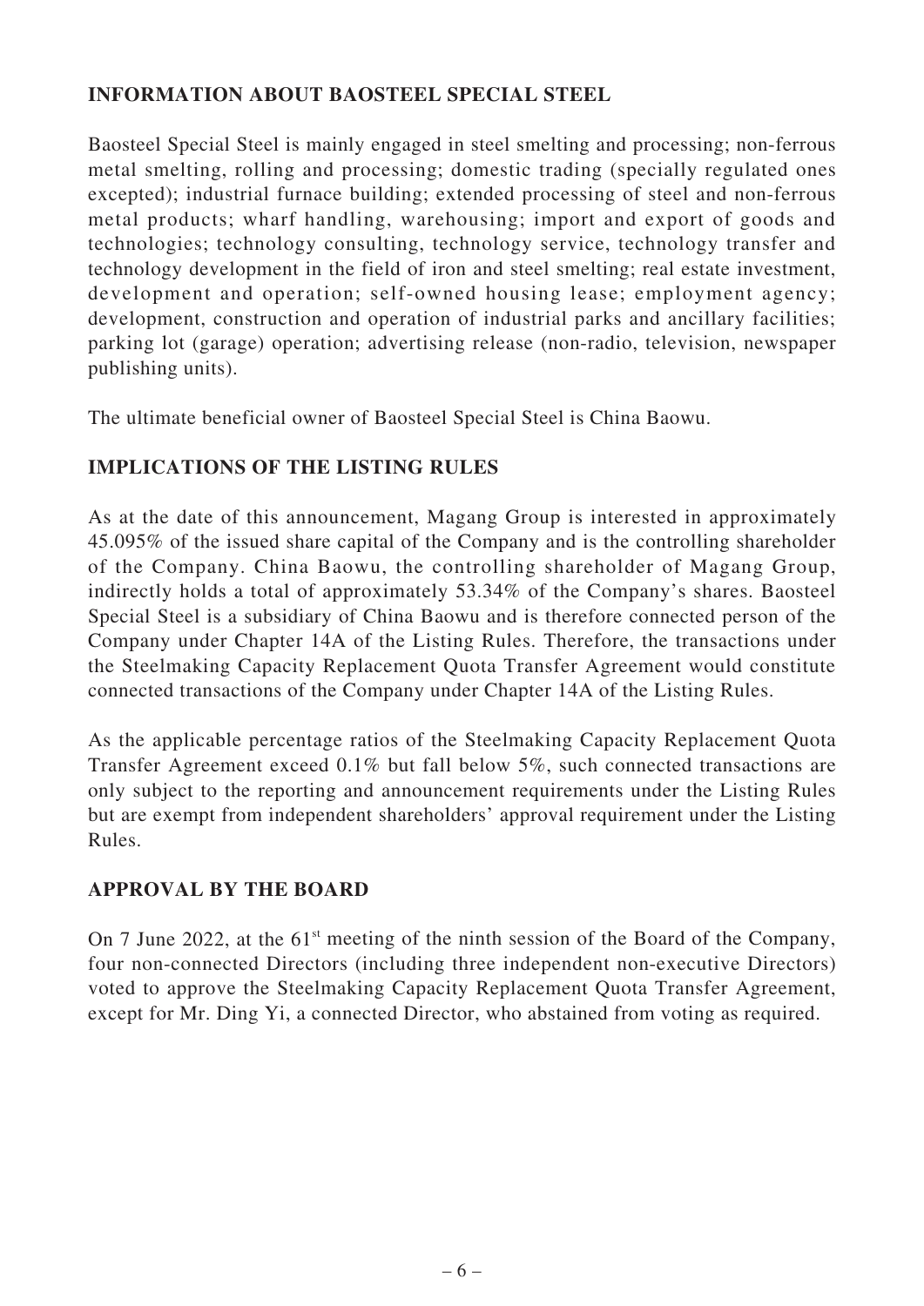## INFORMATION ABOUT BAOSTEEL SPECIAL STEEL

Baosteel Special Steel is mainly engaged in steel smelting and processing; non-ferrous metal smelting, rolling and processing; domestic trading (specially regulated ones excepted); industrial furnace building; extended processing of steel and non-ferrous metal products; wharf handling, warehousing; import and export of goods and technologies; technology consulting, technology service, technology transfer and technology development in the field of iron and steel smelting; real estate investment, development and operation; self-owned housing lease; employment agency; development, construction and operation of industrial parks and ancillary facilities; parking lot (garage) operation; advertising release (non-radio, television, newspaper publishing units).

The ultimate beneficial owner of Baosteel Special Steel is China Baowu.

## IMPLICATIONS OF THE LISTING RULES

As at the date of this announcement, Magang Group is interested in approximately 45.095% of the issued share capital of the Company and is the controlling shareholder of the Company. China Baowu, the controlling shareholder of Magang Group, indirectly holds a total of approximately 53.34% of the Company's shares. Baosteel Special Steel is a subsidiary of China Baowu and is therefore connected person of the Company under Chapter 14A of the Listing Rules. Therefore, the transactions under the Steelmaking Capacity Replacement Quota Transfer Agreement would constitute connected transactions of the Company under Chapter 14A of the Listing Rules.

As the applicable percentage ratios of the Steelmaking Capacity Replacement Quota Transfer Agreement exceed 0.1% but fall below 5%, such connected transactions are only subject to the reporting and announcement requirements under the Listing Rules but are exempt from independent shareholders' approval requirement under the Listing Rules.

## APPROVAL BY THE BOARD

On 7 June 2022, at the 61st meeting of the ninth session of the Board of the Company, four non-connected Directors (including three independent non-executive Directors) voted to approve the Steelmaking Capacity Replacement Quota Transfer Agreement, except for Mr. Ding Yi, a connected Director, who abstained from voting as required.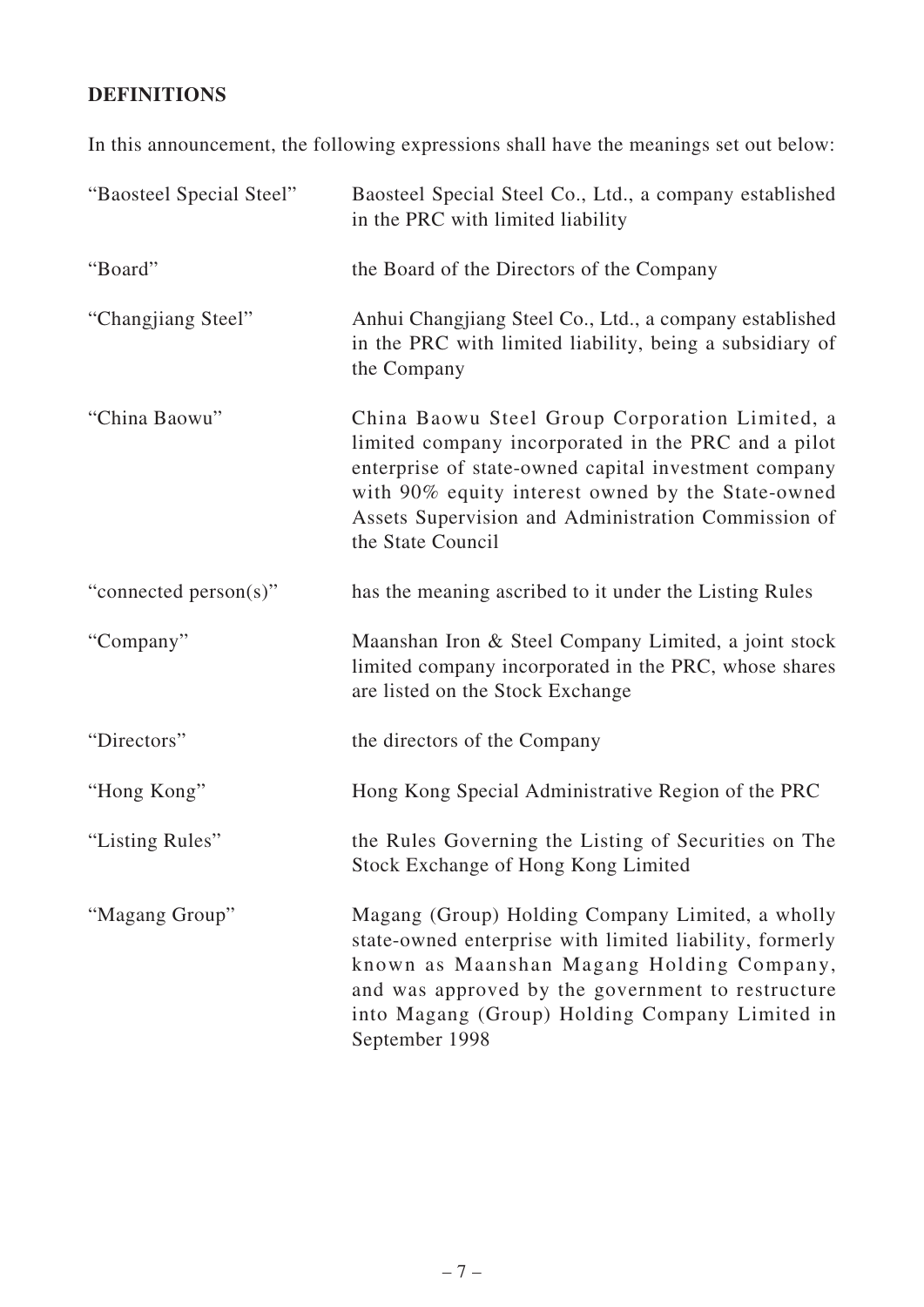## DEFINITIONS

In this announcement, the following expressions shall have the meanings set out below:

| | |
|---|---|
| "Baosteel Special Steel" | Baosteel Special Steel Co., Ltd., a company established in the PRC with limited liability |
| "Board" | the Board of the Directors of the Company |
| "Changjiang Steel" | Anhui Changjiang Steel Co., Ltd., a company established in the PRC with limited liability, being a subsidiary of the Company |
| "China Baowu" | China Baowu Steel Group Corporation Limited, a limited company incorporated in the PRC and a pilot enterprise of state-owned capital investment company with 90% equity interest owned by the State-owned Assets Supervision and Administration Commission of the State Council |
| "connected person(s)" | has the meaning ascribed to it under the Listing Rules |
| "Company" | Maanshan Iron & Steel Company Limited, a joint stock limited company incorporated in the PRC, whose shares are listed on the Stock Exchange |
| "Directors" | the directors of the Company |
| "Hong Kong" | Hong Kong Special Administrative Region of the PRC |
| "Listing Rules" | the Rules Governing the Listing of Securities on The Stock Exchange of Hong Kong Limited |
| "Magang Group" | Magang (Group) Holding Company Limited, a wholly state-owned enterprise with limited liability, formerly known as Maanshan Magang Holding Company, and was approved by the government to restructure into Magang (Group) Holding Company Limited in September 1998 |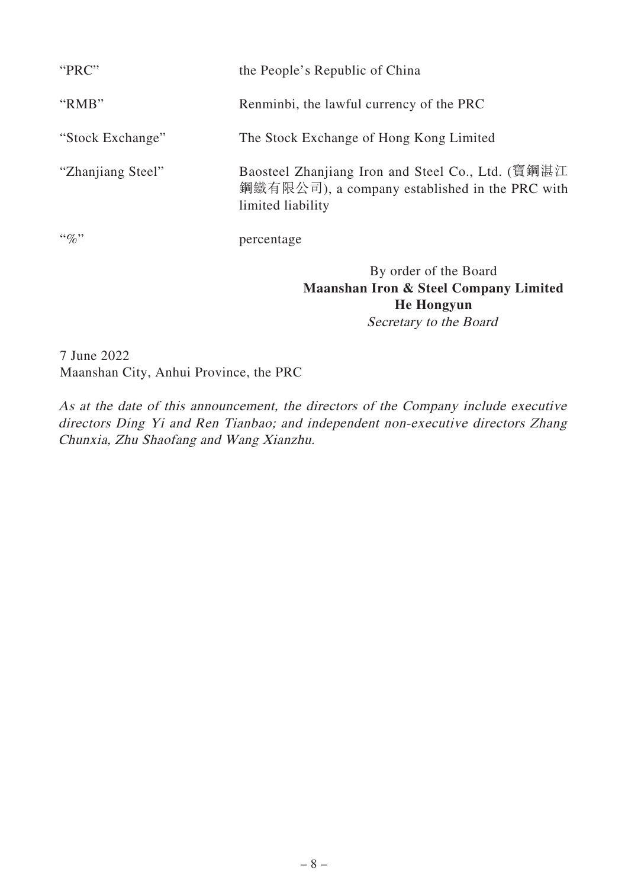| | |
|---|---|
| "PRC" | the People's Republic of China |
| "RMB" | Renminbi, the lawful currency of the PRC |
| "Stock Exchange" | The Stock Exchange of Hong Kong Limited |
| "Zhanjiang Steel" | Baosteel Zhanjiang Iron and Steel Co., Ltd. (寶鋼湛江鋼鐵有限公司), a company established in the PRC with limited liability |
| "%" | percentage |

By order of the Board
**Maanshan Iron & Steel Company Limited**
**He Hongyun**
*Secretary to the Board*

7 June 2022
Maanshan City, Anhui Province, the PRC

*As at the date of this announcement, the directors of the Company include executive directors Ding Yi and Ren Tianbao; and independent non-executive directors Zhang Chunxia, Zhu Shaofang and Wang Xianzhu.*